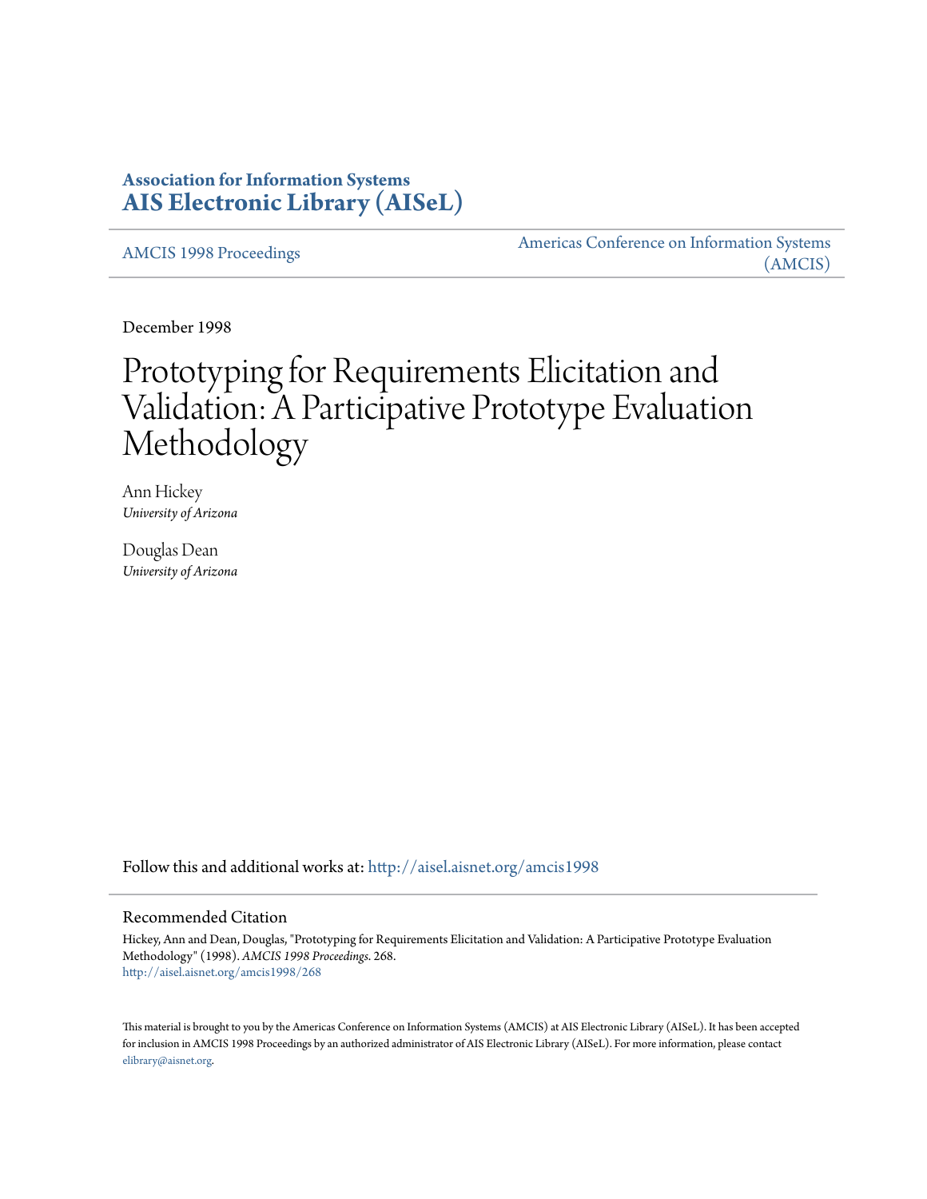# Association for Information Systems
# AIS Electronic Library (AISeL)

AMCIS 1998 Proceedings

Americas Conference on Information Systems (AMCIS)

December 1998

# Prototyping for Requirements Elicitation and Validation: A Participative Prototype Evaluation Methodology

Ann Hickey
*University of Arizona*

Douglas Dean
*University of Arizona*

Follow this and additional works at: http://aisel.aisnet.org/amcis1998

## Recommended Citation

Hickey, Ann and Dean, Douglas, "Prototyping for Requirements Elicitation and Validation: A Participative Prototype Evaluation Methodology" (1998). *AMCIS 1998 Proceedings*. 268.
http://aisel.aisnet.org/amcis1998/268

This material is brought to you by the Americas Conference on Information Systems (AMCIS) at AIS Electronic Library (AISeL). It has been accepted for inclusion in AMCIS 1998 Proceedings by an authorized administrator of AIS Electronic Library (AISeL). For more information, please contact elibrary@aisnet.org.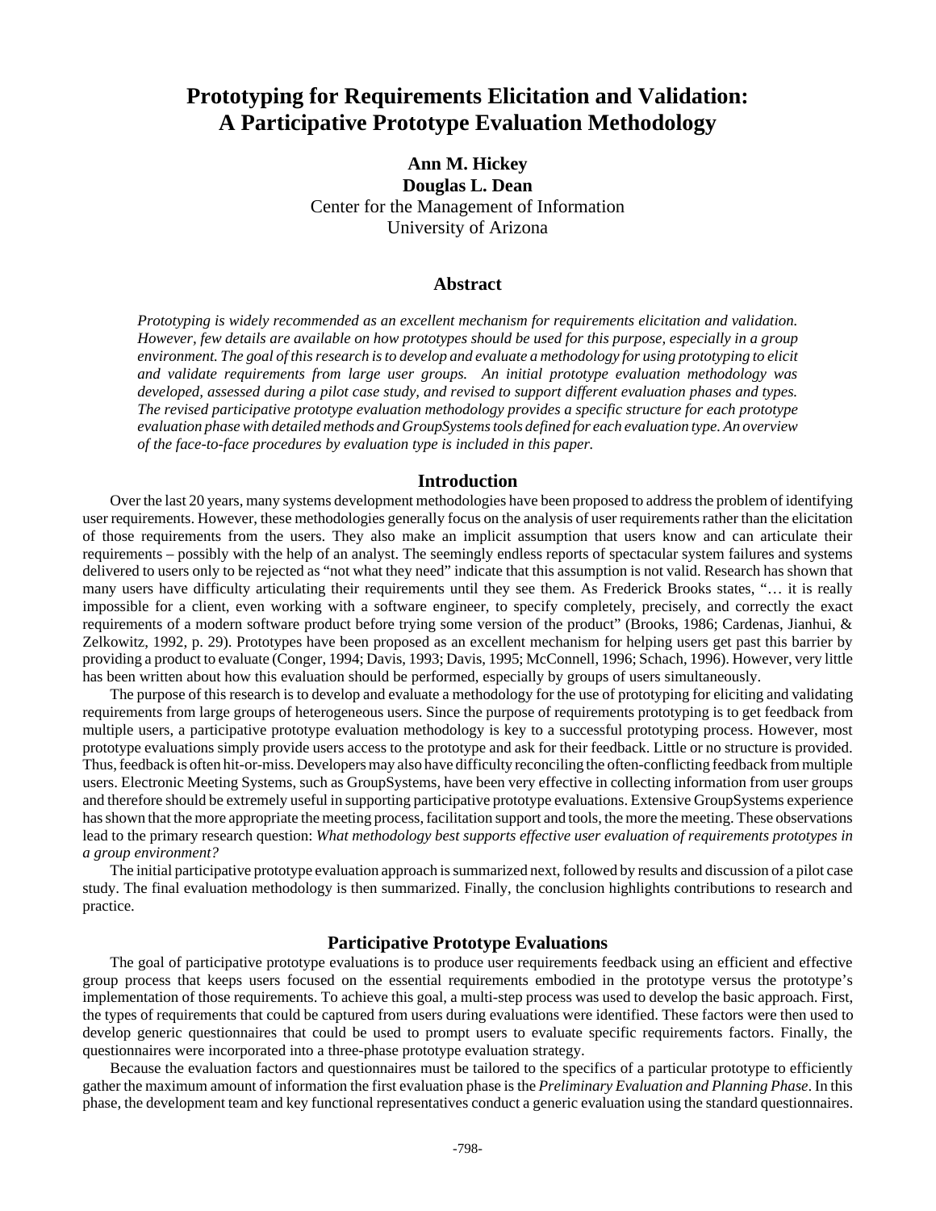# Prototyping for Requirements Elicitation and Validation: A Participative Prototype Evaluation Methodology

**Ann M. Hickey**
**Douglas L. Dean**
Center for the Management of Information
University of Arizona

## Abstract

*Prototyping is widely recommended as an excellent mechanism for requirements elicitation and validation. However, few details are available on how prototypes should be used for this purpose, especially in a group environment. The goal of this research is to develop and evaluate a methodology for using prototyping to elicit and validate requirements from large user groups. An initial prototype evaluation methodology was developed, assessed during a pilot case study, and revised to support different evaluation phases and types. The revised participative prototype evaluation methodology provides a specific structure for each prototype evaluation phase with detailed methods and GroupSystems tools defined for each evaluation type. An overview of the face-to-face procedures by evaluation type is included in this paper.*

## Introduction

Over the last 20 years, many systems development methodologies have been proposed to address the problem of identifying user requirements. However, these methodologies generally focus on the analysis of user requirements rather than the elicitation of those requirements from the users. They also make an implicit assumption that users know and can articulate their requirements – possibly with the help of an analyst. The seemingly endless reports of spectacular system failures and systems delivered to users only to be rejected as "not what they need" indicate that this assumption is not valid. Research has shown that many users have difficulty articulating their requirements until they see them. As Frederick Brooks states, "… it is really impossible for a client, even working with a software engineer, to specify completely, precisely, and correctly the exact requirements of a modern software product before trying some version of the product" (Brooks, 1986; Cardenas, Jianhui, & Zelkowitz, 1992, p. 29). Prototypes have been proposed as an excellent mechanism for helping users get past this barrier by providing a product to evaluate (Conger, 1994; Davis, 1993; Davis, 1995; McConnell, 1996; Schach, 1996). However, very little has been written about how this evaluation should be performed, especially by groups of users simultaneously.

The purpose of this research is to develop and evaluate a methodology for the use of prototyping for eliciting and validating requirements from large groups of heterogeneous users. Since the purpose of requirements prototyping is to get feedback from multiple users, a participative prototype evaluation methodology is key to a successful prototyping process. However, most prototype evaluations simply provide users access to the prototype and ask for their feedback. Little or no structure is provided. Thus, feedback is often hit-or-miss. Developers may also have difficulty reconciling the often-conflicting feedback from multiple users. Electronic Meeting Systems, such as GroupSystems, have been very effective in collecting information from user groups and therefore should be extremely useful in supporting participative prototype evaluations. Extensive GroupSystems experience has shown that the more appropriate the meeting process, facilitation support and tools, the more the meeting. These observations lead to the primary research question: *What methodology best supports effective user evaluation of requirements prototypes in a group environment?*

The initial participative prototype evaluation approach is summarized next, followed by results and discussion of a pilot case study. The final evaluation methodology is then summarized. Finally, the conclusion highlights contributions to research and practice.

## Participative Prototype Evaluations

The goal of participative prototype evaluations is to produce user requirements feedback using an efficient and effective group process that keeps users focused on the essential requirements embodied in the prototype versus the prototype's implementation of those requirements. To achieve this goal, a multi-step process was used to develop the basic approach. First, the types of requirements that could be captured from users during evaluations were identified. These factors were then used to develop generic questionnaires that could be used to prompt users to evaluate specific requirements factors. Finally, the questionnaires were incorporated into a three-phase prototype evaluation strategy.

Because the evaluation factors and questionnaires must be tailored to the specifics of a particular prototype to efficiently gather the maximum amount of information the first evaluation phase is the *Preliminary Evaluation and Planning Phase*. In this phase, the development team and key functional representatives conduct a generic evaluation using the standard questionnaires.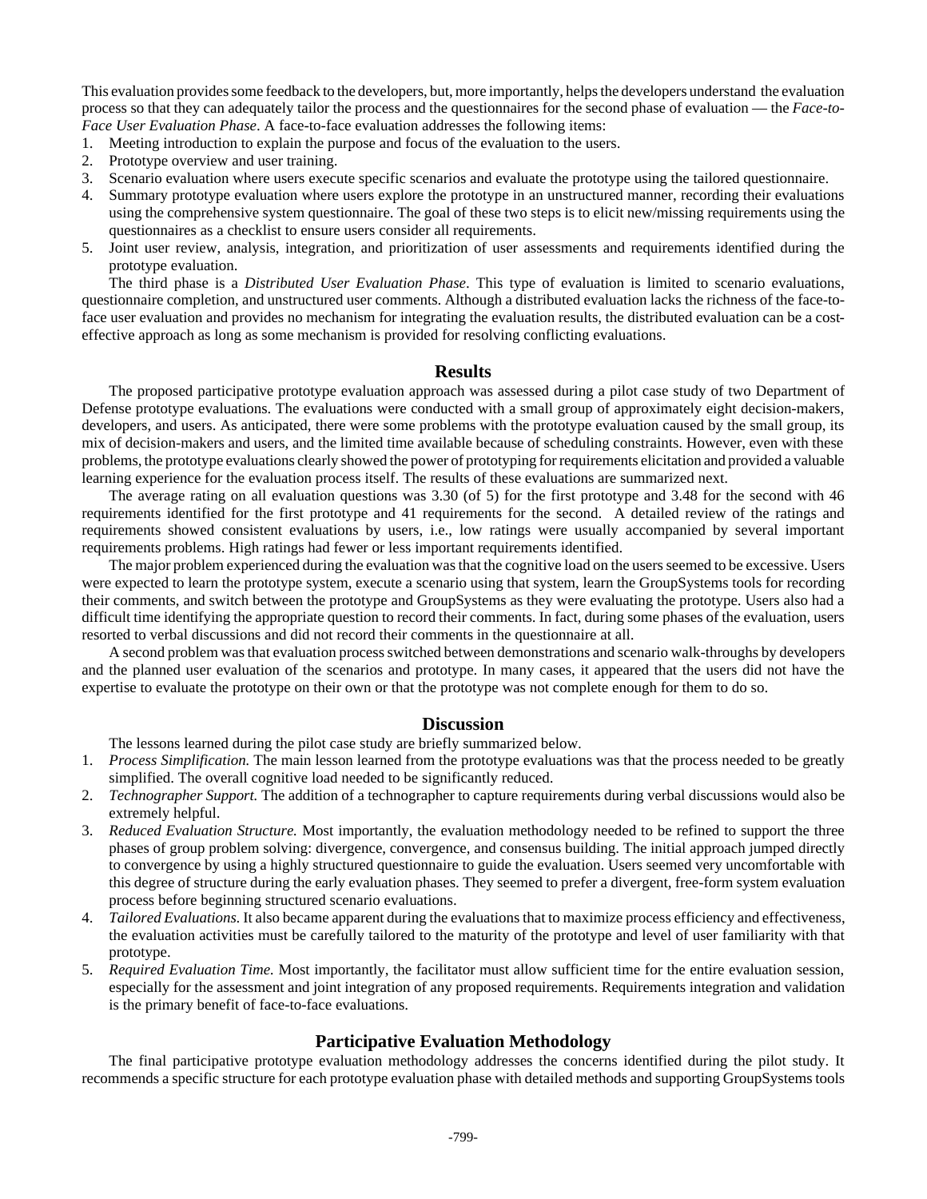This evaluation provides some feedback to the developers, but, more importantly, helps the developers understand the evaluation process so that they can adequately tailor the process and the questionnaires for the second phase of evaluation — the *Face-to-Face User Evaluation Phase*. A face-to-face evaluation addresses the following items:

1. Meeting introduction to explain the purpose and focus of the evaluation to the users.
2. Prototype overview and user training.
3. Scenario evaluation where users execute specific scenarios and evaluate the prototype using the tailored questionnaire.
4. Summary prototype evaluation where users explore the prototype in an unstructured manner, recording their evaluations using the comprehensive system questionnaire. The goal of these two steps is to elicit new/missing requirements using the questionnaires as a checklist to ensure users consider all requirements.
5. Joint user review, analysis, integration, and prioritization of user assessments and requirements identified during the prototype evaluation.

The third phase is a *Distributed User Evaluation Phase*. This type of evaluation is limited to scenario evaluations, questionnaire completion, and unstructured user comments. Although a distributed evaluation lacks the richness of the face-to-face user evaluation and provides no mechanism for integrating the evaluation results, the distributed evaluation can be a cost-effective approach as long as some mechanism is provided for resolving conflicting evaluations.

## Results

The proposed participative prototype evaluation approach was assessed during a pilot case study of two Department of Defense prototype evaluations. The evaluations were conducted with a small group of approximately eight decision-makers, developers, and users. As anticipated, there were some problems with the prototype evaluation caused by the small group, its mix of decision-makers and users, and the limited time available because of scheduling constraints. However, even with these problems, the prototype evaluations clearly showed the power of prototyping for requirements elicitation and provided a valuable learning experience for the evaluation process itself. The results of these evaluations are summarized next.

The average rating on all evaluation questions was 3.30 (of 5) for the first prototype and 3.48 for the second with 46 requirements identified for the first prototype and 41 requirements for the second. A detailed review of the ratings and requirements showed consistent evaluations by users, i.e., low ratings were usually accompanied by several important requirements problems. High ratings had fewer or less important requirements identified.

The major problem experienced during the evaluation was that the cognitive load on the users seemed to be excessive. Users were expected to learn the prototype system, execute a scenario using that system, learn the GroupSystems tools for recording their comments, and switch between the prototype and GroupSystems as they were evaluating the prototype. Users also had a difficult time identifying the appropriate question to record their comments. In fact, during some phases of the evaluation, users resorted to verbal discussions and did not record their comments in the questionnaire at all.

A second problem was that evaluation process switched between demonstrations and scenario walk-throughs by developers and the planned user evaluation of the scenarios and prototype. In many cases, it appeared that the users did not have the expertise to evaluate the prototype on their own or that the prototype was not complete enough for them to do so.

## Discussion

The lessons learned during the pilot case study are briefly summarized below.

1. *Process Simplification.* The main lesson learned from the prototype evaluations was that the process needed to be greatly simplified. The overall cognitive load needed to be significantly reduced.
2. *Technographer Support.* The addition of a technographer to capture requirements during verbal discussions would also be extremely helpful.
3. *Reduced Evaluation Structure.* Most importantly, the evaluation methodology needed to be refined to support the three phases of group problem solving: divergence, convergence, and consensus building. The initial approach jumped directly to convergence by using a highly structured questionnaire to guide the evaluation. Users seemed very uncomfortable with this degree of structure during the early evaluation phases. They seemed to prefer a divergent, free-form system evaluation process before beginning structured scenario evaluations.
4. *Tailored Evaluations.* It also became apparent during the evaluations that to maximize process efficiency and effectiveness, the evaluation activities must be carefully tailored to the maturity of the prototype and level of user familiarity with that prototype.
5. *Required Evaluation Time.* Most importantly, the facilitator must allow sufficient time for the entire evaluation session, especially for the assessment and joint integration of any proposed requirements. Requirements integration and validation is the primary benefit of face-to-face evaluations.

## Participative Evaluation Methodology

The final participative prototype evaluation methodology addresses the concerns identified during the pilot study. It recommends a specific structure for each prototype evaluation phase with detailed methods and supporting GroupSystems tools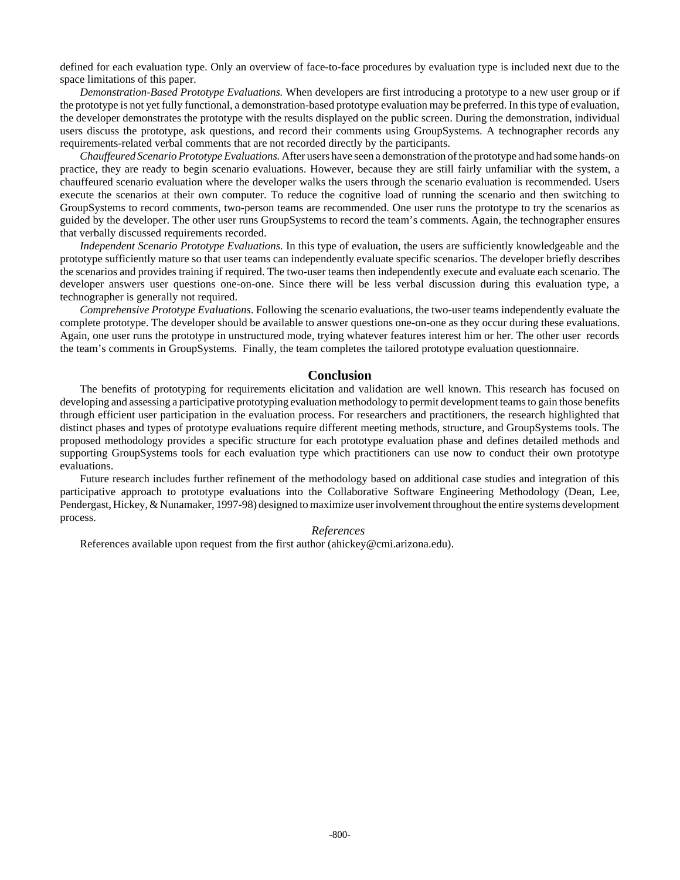defined for each evaluation type. Only an overview of face-to-face procedures by evaluation type is included next due to the space limitations of this paper.

*Demonstration-Based Prototype Evaluations.* When developers are first introducing a prototype to a new user group or if the prototype is not yet fully functional, a demonstration-based prototype evaluation may be preferred. In this type of evaluation, the developer demonstrates the prototype with the results displayed on the public screen. During the demonstration, individual users discuss the prototype, ask questions, and record their comments using GroupSystems. A technographer records any requirements-related verbal comments that are not recorded directly by the participants.

*Chauffeured Scenario Prototype Evaluations.* After users have seen a demonstration of the prototype and had some hands-on practice, they are ready to begin scenario evaluations. However, because they are still fairly unfamiliar with the system, a chauffeured scenario evaluation where the developer walks the users through the scenario evaluation is recommended. Users execute the scenarios at their own computer. To reduce the cognitive load of running the scenario and then switching to GroupSystems to record comments, two-person teams are recommended. One user runs the prototype to try the scenarios as guided by the developer. The other user runs GroupSystems to record the team's comments. Again, the technographer ensures that verbally discussed requirements recorded.

*Independent Scenario Prototype Evaluations.* In this type of evaluation, the users are sufficiently knowledgeable and the prototype sufficiently mature so that user teams can independently evaluate specific scenarios. The developer briefly describes the scenarios and provides training if required. The two-user teams then independently execute and evaluate each scenario. The developer answers user questions one-on-one. Since there will be less verbal discussion during this evaluation type, a technographer is generally not required.

*Comprehensive Prototype Evaluations*. Following the scenario evaluations, the two-user teams independently evaluate the complete prototype. The developer should be available to answer questions one-on-one as they occur during these evaluations. Again, one user runs the prototype in unstructured mode, trying whatever features interest him or her. The other user records the team's comments in GroupSystems. Finally, the team completes the tailored prototype evaluation questionnaire.

## Conclusion

The benefits of prototyping for requirements elicitation and validation are well known. This research has focused on developing and assessing a participative prototyping evaluation methodology to permit development teams to gain those benefits through efficient user participation in the evaluation process. For researchers and practitioners, the research highlighted that distinct phases and types of prototype evaluations require different meeting methods, structure, and GroupSystems tools. The proposed methodology provides a specific structure for each prototype evaluation phase and defines detailed methods and supporting GroupSystems tools for each evaluation type which practitioners can use now to conduct their own prototype evaluations.

Future research includes further refinement of the methodology based on additional case studies and integration of this participative approach to prototype evaluations into the Collaborative Software Engineering Methodology (Dean, Lee, Pendergast, Hickey, & Nunamaker, 1997-98) designed to maximize user involvement throughout the entire systems development process.

### *References*

References available upon request from the first author (ahickey@cmi.arizona.edu).